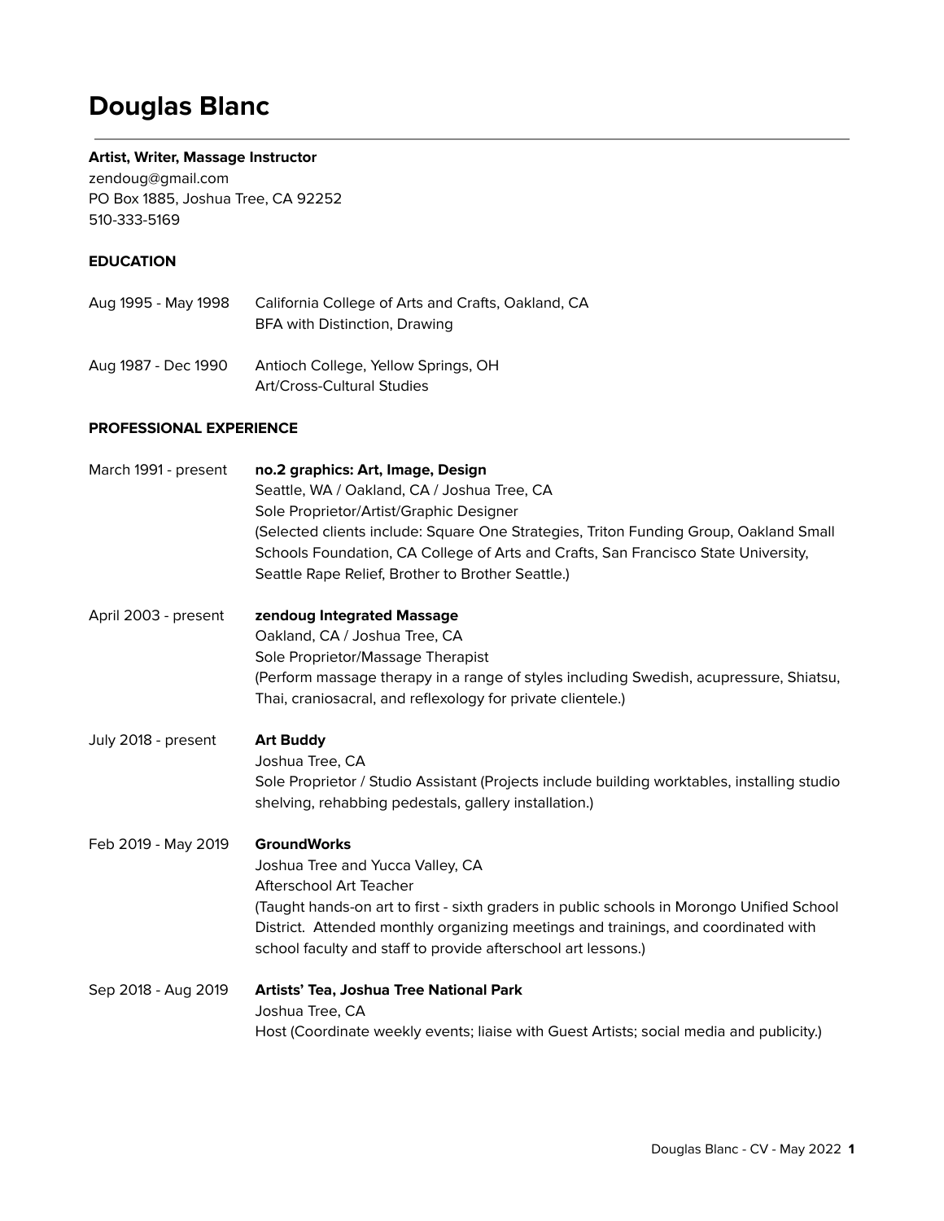# Douglas Blanc

**Artist, Writer, Massage Instructor**
zendoug@gmail.com
PO Box 1885, Joshua Tree, CA 92252
510-333-5169

## EDUCATION

| | |
|---|---|
| Aug 1995 - May 1998 | California College of Arts and Crafts, Oakland, CA<br>BFA with Distinction, Drawing |
| Aug 1987 - Dec 1990 | Antioch College, Yellow Springs, OH<br>Art/Cross-Cultural Studies |

## PROFESSIONAL EXPERIENCE

| | |
|---|---|
| March 1991 - present | **no.2 graphics: Art, Image, Design**<br>Seattle, WA / Oakland, CA / Joshua Tree, CA<br>Sole Proprietor/Artist/Graphic Designer<br>(Selected clients include: Square One Strategies, Triton Funding Group, Oakland Small Schools Foundation, CA College of Arts and Crafts, San Francisco State University, Seattle Rape Relief, Brother to Brother Seattle.) |
| April 2003 - present | **zendoug Integrated Massage**<br>Oakland, CA / Joshua Tree, CA<br>Sole Proprietor/Massage Therapist<br>(Perform massage therapy in a range of styles including Swedish, acupressure, Shiatsu, Thai, craniosacral, and reflexology for private clientele.) |
| July 2018 - present | **Art Buddy**<br>Joshua Tree, CA<br>Sole Proprietor / Studio Assistant (Projects include building worktables, installing studio shelving, rehabbing pedestals, gallery installation.) |
| Feb 2019 - May 2019 | **GroundWorks**<br>Joshua Tree and Yucca Valley, CA<br>Afterschool Art Teacher<br>(Taught hands-on art to first - sixth graders in public schools in Morongo Unified School District. Attended monthly organizing meetings and trainings, and coordinated with school faculty and staff to provide afterschool art lessons.) |
| Sep 2018 - Aug 2019 | **Artists' Tea, Joshua Tree National Park**<br>Joshua Tree, CA<br>Host (Coordinate weekly events; liaise with Guest Artists; social media and publicity.) |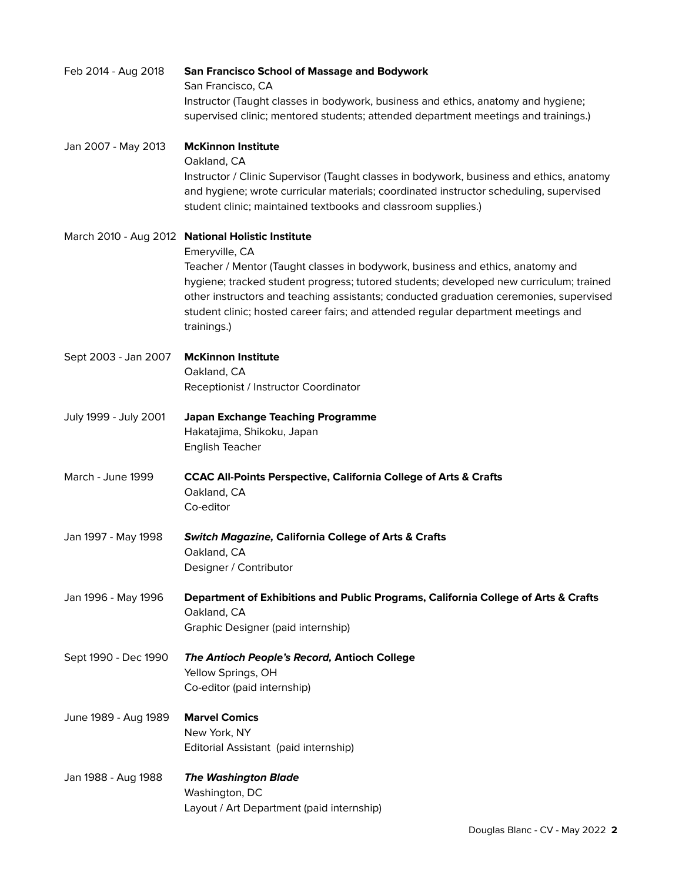Feb 2014 - Aug 2018 **San Francisco School of Massage and Bodywork**
San Francisco, CA
Instructor (Taught classes in bodywork, business and ethics, anatomy and hygiene; supervised clinic; mentored students; attended department meetings and trainings.)

Jan 2007 - May 2013 **McKinnon Institute**
Oakland, CA
Instructor / Clinic Supervisor (Taught classes in bodywork, business and ethics, anatomy and hygiene; wrote curricular materials; coordinated instructor scheduling, supervised student clinic; maintained textbooks and classroom supplies.)

March 2010 - Aug 2012 **National Holistic Institute**
Emeryville, CA
Teacher / Mentor (Taught classes in bodywork, business and ethics, anatomy and hygiene; tracked student progress; tutored students; developed new curriculum; trained other instructors and teaching assistants; conducted graduation ceremonies, supervised student clinic; hosted career fairs; and attended regular department meetings and trainings.)

Sept 2003 - Jan 2007 **McKinnon Institute**
Oakland, CA
Receptionist / Instructor Coordinator

July 1999 - July 2001 **Japan Exchange Teaching Programme**
Hakatajima, Shikoku, Japan
English Teacher

March - June 1999 **CCAC All-Points Perspective, California College of Arts & Crafts**
Oakland, CA
Co-editor

Jan 1997 - May 1998 ***Switch Magazine,* California College of Arts & Crafts**
Oakland, CA
Designer / Contributor

Jan 1996 - May 1996 **Department of Exhibitions and Public Programs, California College of Arts & Crafts**
Oakland, CA
Graphic Designer (paid internship)

Sept 1990 - Dec 1990 ***The Antioch People's Record,* Antioch College**
Yellow Springs, OH
Co-editor (paid internship)

June 1989 - Aug 1989 **Marvel Comics**
New York, NY
Editorial Assistant (paid internship)

Jan 1988 - Aug 1988 ***The Washington Blade***
Washington, DC
Layout / Art Department (paid internship)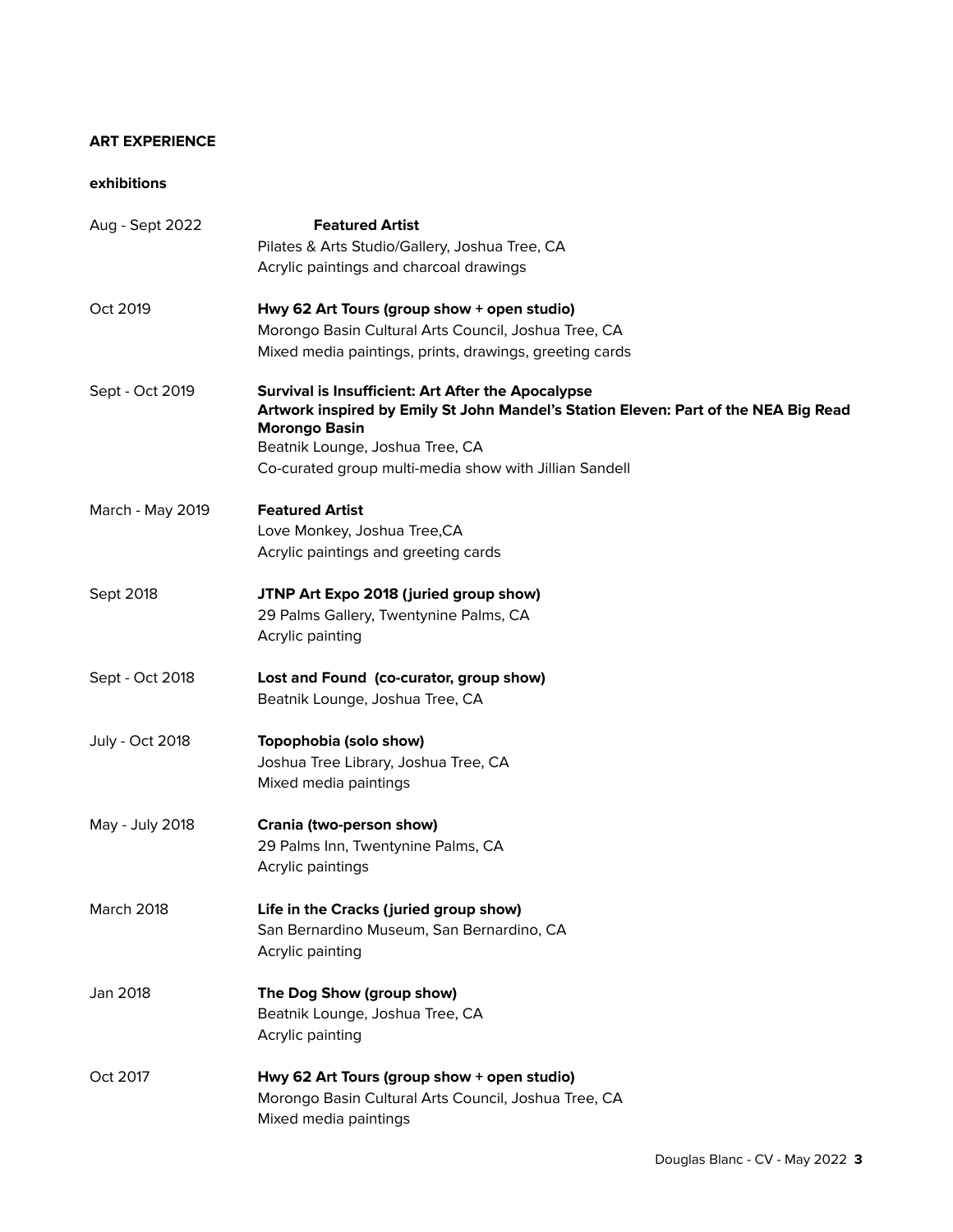## ART EXPERIENCE

### exhibitions

| | |
|---|---|
| Aug - Sept 2022 | **Featured Artist**<br>Pilates & Arts Studio/Gallery, Joshua Tree, CA<br>Acrylic paintings and charcoal drawings |
| Oct 2019 | **Hwy 62 Art Tours (group show + open studio)**<br>Morongo Basin Cultural Arts Council, Joshua Tree, CA<br>Mixed media paintings, prints, drawings, greeting cards |
| Sept - Oct 2019 | **Survival is Insufficient: Art After the Apocalypse**<br>**Artwork inspired by Emily St John Mandel's Station Eleven: Part of the NEA Big Read Morongo Basin**<br>Beatnik Lounge, Joshua Tree, CA<br>Co-curated group multi-media show with Jillian Sandell |
| March - May 2019 | **Featured Artist**<br>Love Monkey, Joshua Tree,CA<br>Acrylic paintings and greeting cards |
| Sept 2018 | **JTNP Art Expo 2018 (juried group show)**<br>29 Palms Gallery, Twentynine Palms, CA<br>Acrylic painting |
| Sept - Oct 2018 | **Lost and Found (co-curator, group show)**<br>Beatnik Lounge, Joshua Tree, CA |
| July - Oct 2018 | **Topophobia (solo show)**<br>Joshua Tree Library, Joshua Tree, CA<br>Mixed media paintings |
| May - July 2018 | **Crania (two-person show)**<br>29 Palms Inn, Twentynine Palms, CA<br>Acrylic paintings |
| March 2018 | **Life in the Cracks (juried group show)**<br>San Bernardino Museum, San Bernardino, CA<br>Acrylic painting |
| Jan 2018 | **The Dog Show (group show)**<br>Beatnik Lounge, Joshua Tree, CA<br>Acrylic painting |
| Oct 2017 | **Hwy 62 Art Tours (group show + open studio)**<br>Morongo Basin Cultural Arts Council, Joshua Tree, CA<br>Mixed media paintings |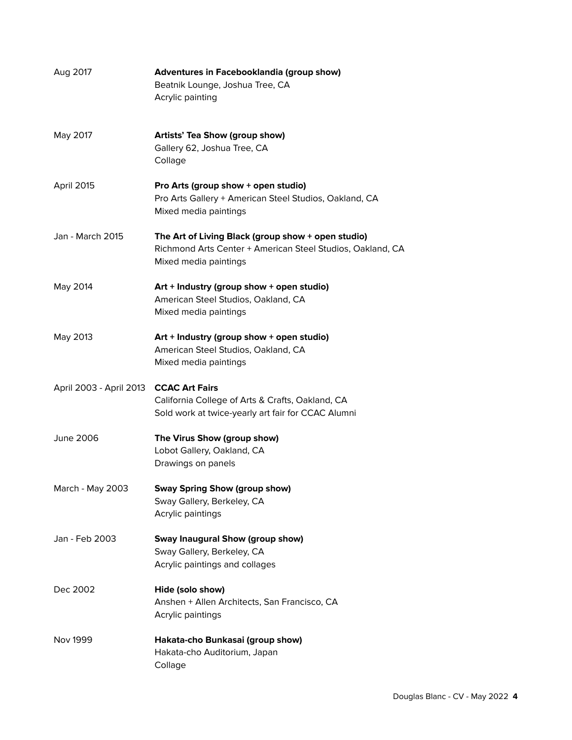Aug 2017 **Adventures in Facebooklandia (group show)**
Beatnik Lounge, Joshua Tree, CA
Acrylic painting

May 2017 **Artists' Tea Show (group show)**
Gallery 62, Joshua Tree, CA
Collage

April 2015 **Pro Arts (group show + open studio)**
Pro Arts Gallery + American Steel Studios, Oakland, CA
Mixed media paintings

Jan - March 2015 **The Art of Living Black (group show + open studio)**
Richmond Arts Center + American Steel Studios, Oakland, CA
Mixed media paintings

May 2014 **Art + Industry (group show + open studio)**
American Steel Studios, Oakland, CA
Mixed media paintings

May 2013 **Art + Industry (group show + open studio)**
American Steel Studios, Oakland, CA
Mixed media paintings

April 2003 - April 2013 **CCAC Art Fairs**
California College of Arts & Crafts, Oakland, CA
Sold work at twice-yearly art fair for CCAC Alumni

June 2006 **The Virus Show (group show)**
Lobot Gallery, Oakland, CA
Drawings on panels

March - May 2003 **Sway Spring Show (group show)**
Sway Gallery, Berkeley, CA
Acrylic paintings

Jan - Feb 2003 **Sway Inaugural Show (group show)**
Sway Gallery, Berkeley, CA
Acrylic paintings and collages

Dec 2002 **Hide (solo show)**
Anshen + Allen Architects, San Francisco, CA
Acrylic paintings

Nov 1999 **Hakata-cho Bunkasai (group show)**
Hakata-cho Auditorium, Japan
Collage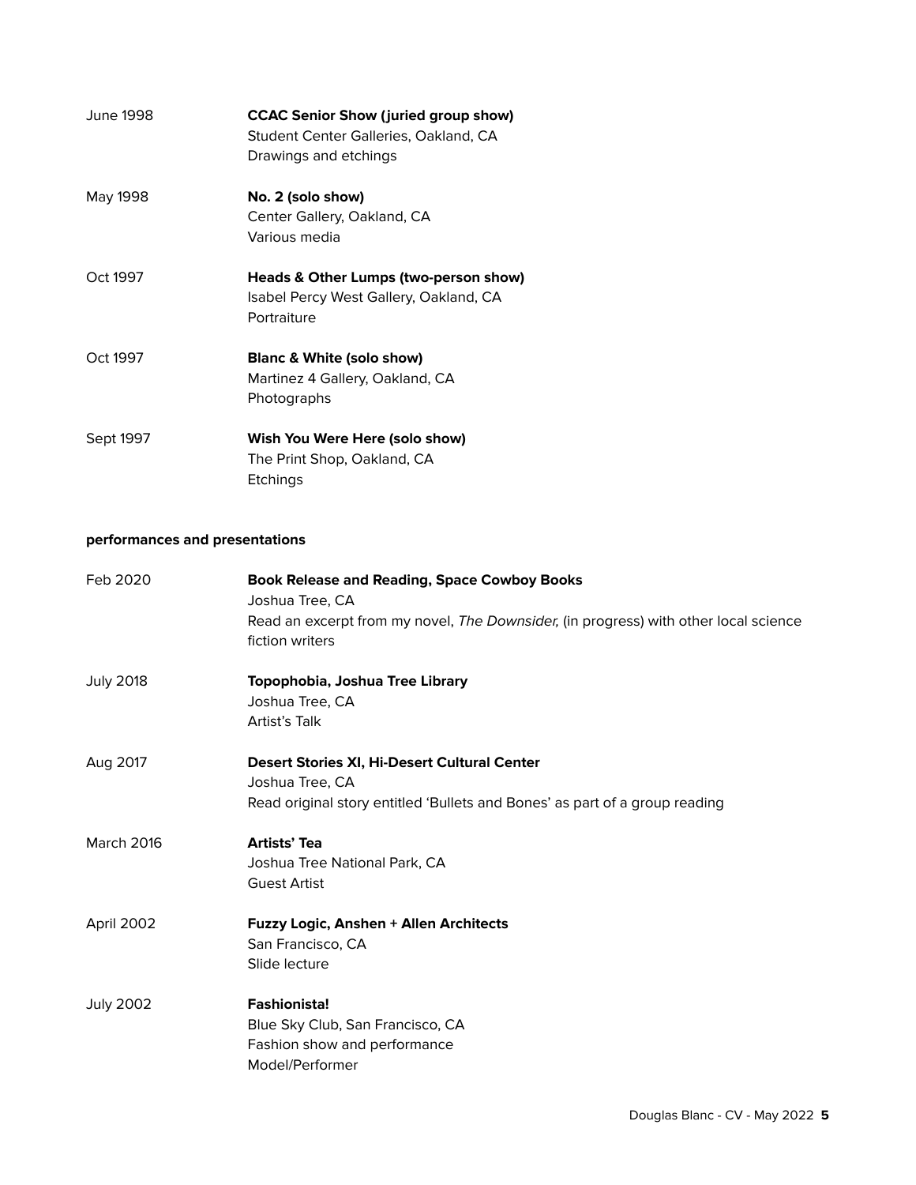June 1998 **CCAC Senior Show (juried group show)**
Student Center Galleries, Oakland, CA
Drawings and etchings

May 1998 **No. 2 (solo show)**
Center Gallery, Oakland, CA
Various media

Oct 1997 **Heads & Other Lumps (two-person show)**
Isabel Percy West Gallery, Oakland, CA
Portraiture

Oct 1997 **Blanc & White (solo show)**
Martinez 4 Gallery, Oakland, CA
Photographs

Sept 1997 **Wish You Were Here (solo show)**
The Print Shop, Oakland, CA
Etchings

**performances and presentations**

Feb 2020 **Book Release and Reading, Space Cowboy Books**
Joshua Tree, CA
Read an excerpt from my novel, *The Downsider,* (in progress) with other local science fiction writers

July 2018 **Topophobia, Joshua Tree Library**
Joshua Tree, CA
Artist's Talk

Aug 2017 **Desert Stories XI, Hi-Desert Cultural Center**
Joshua Tree, CA
Read original story entitled 'Bullets and Bones' as part of a group reading

March 2016 **Artists' Tea**
Joshua Tree National Park, CA
Guest Artist

April 2002 **Fuzzy Logic, Anshen + Allen Architects**
San Francisco, CA
Slide lecture

July 2002 **Fashionista!**
Blue Sky Club, San Francisco, CA
Fashion show and performance
Model/Performer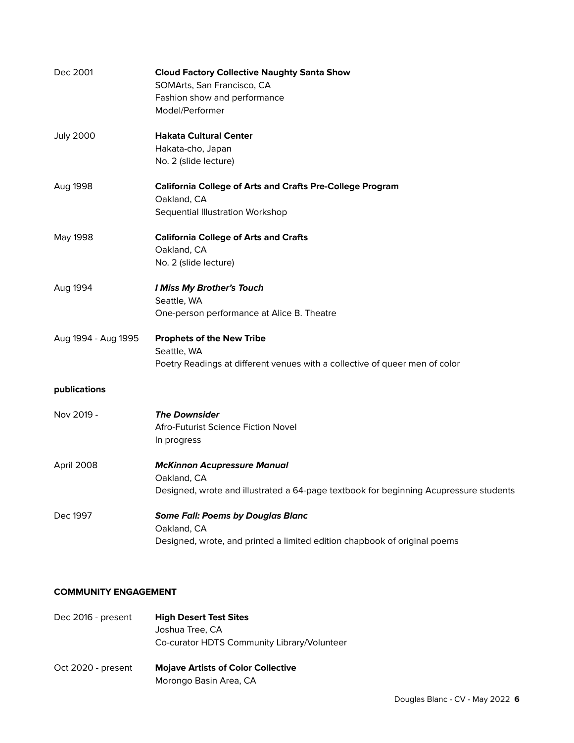| | |
|---|---|
| Dec 2001 | **Cloud Factory Collective Naughty Santa Show**<br>SOMArts, San Francisco, CA<br>Fashion show and performance<br>Model/Performer |
| July 2000 | **Hakata Cultural Center**<br>Hakata-cho, Japan<br>No. 2 (slide lecture) |
| Aug 1998 | **California College of Arts and Crafts Pre-College Program**<br>Oakland, CA<br>Sequential Illustration Workshop |
| May 1998 | **California College of Arts and Crafts**<br>Oakland, CA<br>No. 2 (slide lecture) |
| Aug 1994 | ***I Miss My Brother's Touch***<br>Seattle, WA<br>One-person performance at Alice B. Theatre |
| Aug 1994 - Aug 1995 | **Prophets of the New Tribe**<br>Seattle, WA<br>Poetry Readings at different venues with a collective of queer men of color |

**publications**

| | |
|---|---|
| Nov 2019 - | ***The Downsider***<br>Afro-Futurist Science Fiction Novel<br>In progress |
| April 2008 | ***McKinnon Acupressure Manual***<br>Oakland, CA<br>Designed, wrote and illustrated a 64-page textbook for beginning Acupressure students |
| Dec 1997 | ***Some Fall: Poems by Douglas Blanc***<br>Oakland, CA<br>Designed, wrote, and printed a limited edition chapbook of original poems |

## COMMUNITY ENGAGEMENT

| | |
|---|---|
| Dec 2016 - present | **High Desert Test Sites**<br>Joshua Tree, CA<br>Co-curator HDTS Community Library/Volunteer |
| Oct 2020 - present | **Mojave Artists of Color Collective**<br>Morongo Basin Area, CA |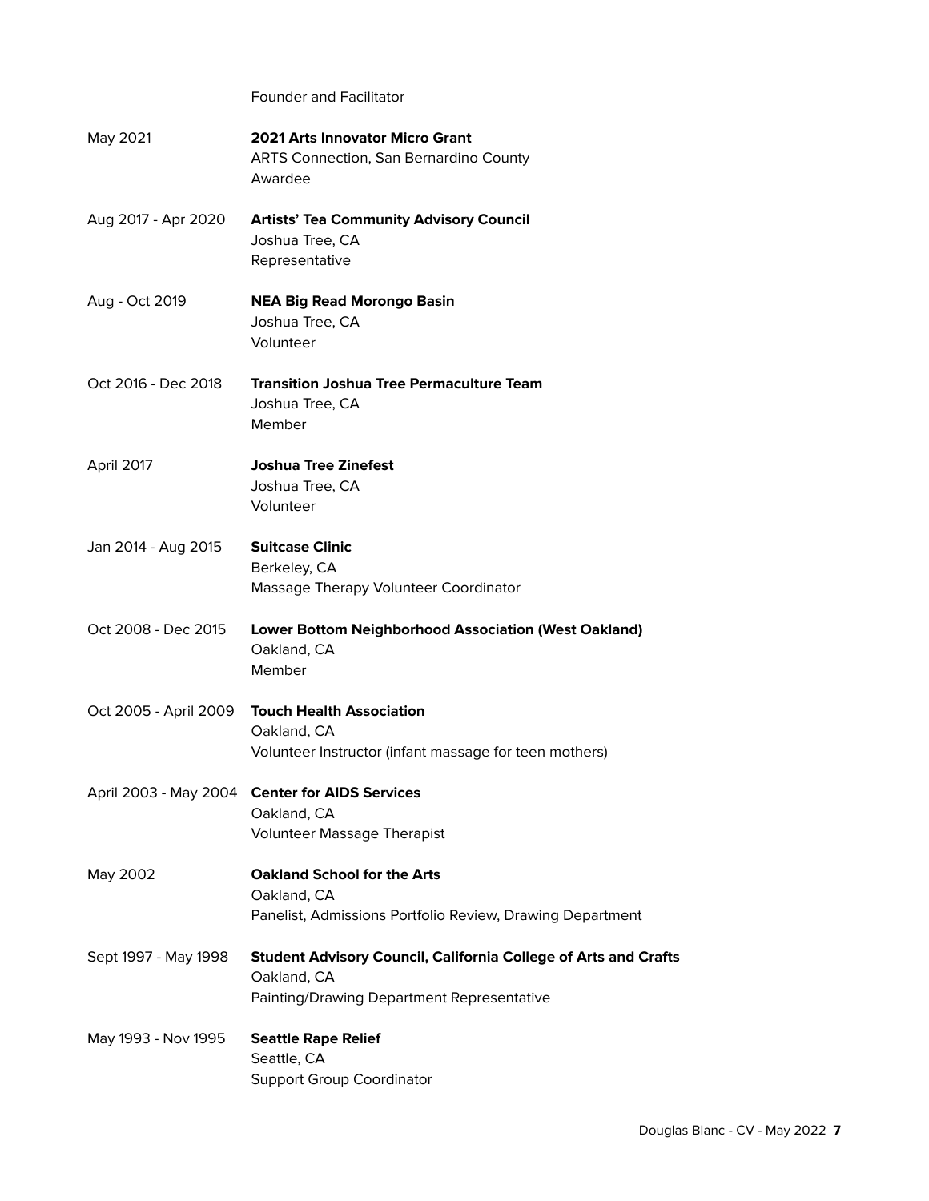Founder and Facilitator

May 2021 **2021 Arts Innovator Micro Grant**
ARTS Connection, San Bernardino County
Awardee

Aug 2017 - Apr 2020 **Artists' Tea Community Advisory Council**
Joshua Tree, CA
Representative

Aug - Oct 2019 **NEA Big Read Morongo Basin**
Joshua Tree, CA
Volunteer

Oct 2016 - Dec 2018 **Transition Joshua Tree Permaculture Team**
Joshua Tree, CA
Member

April 2017 **Joshua Tree Zinefest**
Joshua Tree, CA
Volunteer

Jan 2014 - Aug 2015 **Suitcase Clinic**
Berkeley, CA
Massage Therapy Volunteer Coordinator

Oct 2008 - Dec 2015 **Lower Bottom Neighborhood Association (West Oakland)**
Oakland, CA
Member

Oct 2005 - April 2009 **Touch Health Association**
Oakland, CA
Volunteer Instructor (infant massage for teen mothers)

April 2003 - May 2004 **Center for AIDS Services**
Oakland, CA
Volunteer Massage Therapist

May 2002 **Oakland School for the Arts**
Oakland, CA
Panelist, Admissions Portfolio Review, Drawing Department

Sept 1997 - May 1998 **Student Advisory Council, California College of Arts and Crafts**
Oakland, CA
Painting/Drawing Department Representative

May 1993 - Nov 1995 **Seattle Rape Relief**
Seattle, CA
Support Group Coordinator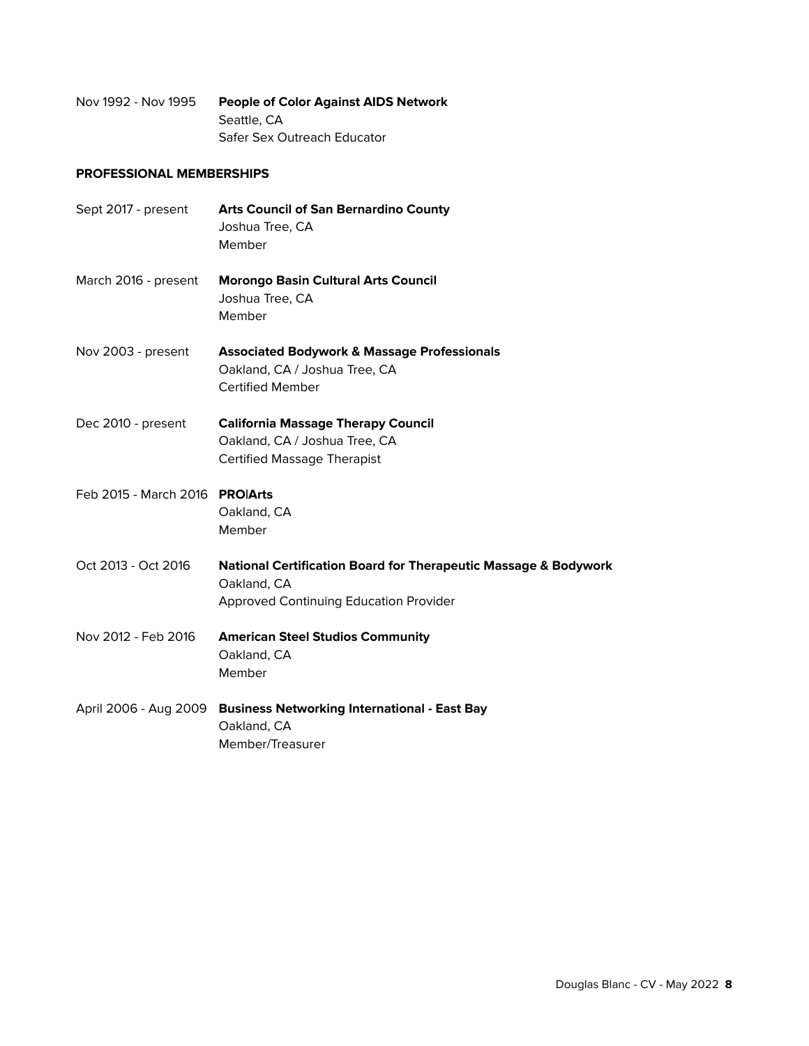Nov 1992 - Nov 1995 **People of Color Against AIDS Network**
Seattle, CA
Safer Sex Outreach Educator

**PROFESSIONAL MEMBERSHIPS**

Sept 2017 - present **Arts Council of San Bernardino County**
Joshua Tree, CA
Member

March 2016 - present **Morongo Basin Cultural Arts Council**
Joshua Tree, CA
Member

Nov 2003 - present **Associated Bodywork & Massage Professionals**
Oakland, CA / Joshua Tree, CA
Certified Member

Dec 2010 - present **California Massage Therapy Council**
Oakland, CA / Joshua Tree, CA
Certified Massage Therapist

Feb 2015 - March 2016 **PRO|Arts**
Oakland, CA
Member

Oct 2013 - Oct 2016 **National Certification Board for Therapeutic Massage & Bodywork**
Oakland, CA
Approved Continuing Education Provider

Nov 2012 - Feb 2016 **American Steel Studios Community**
Oakland, CA
Member

April 2006 - Aug 2009 **Business Networking International - East Bay**
Oakland, CA
Member/Treasurer